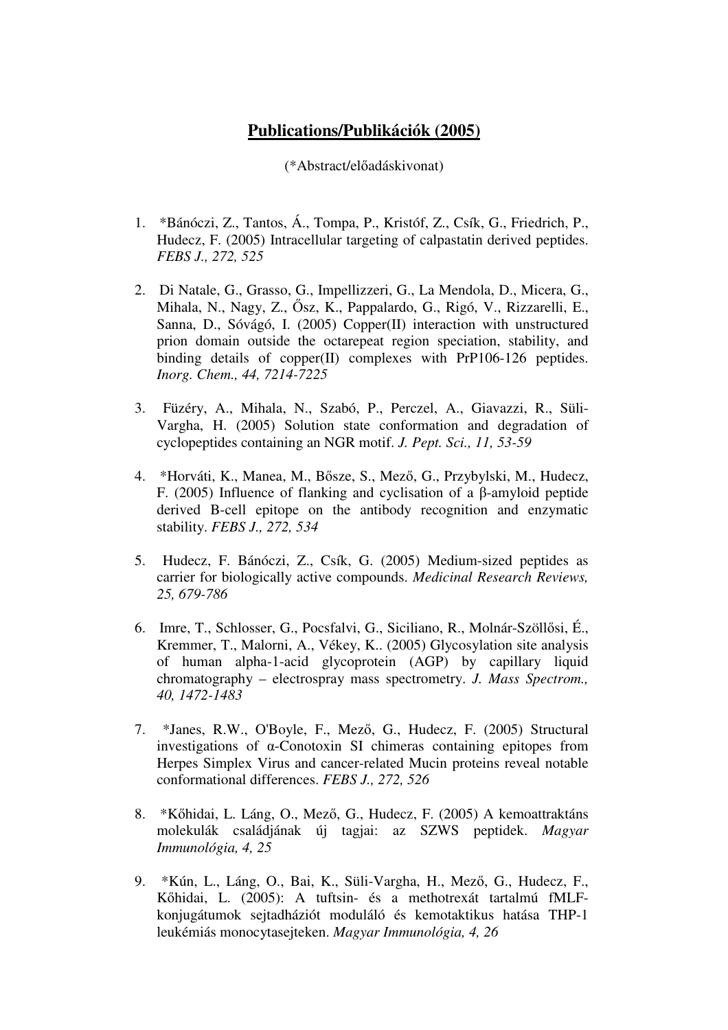# Publications/Publikációk (2005)

(*Abstract/előadáskivonat)

1. *Bánóczi, Z., Tantos, Á., Tompa, P., Kristóf, Z., Csík, G., Friedrich, P., Hudecz, F. (2005) Intracellular targeting of calpastatin derived peptides. *FEBS J., 272, 525*

2. Di Natale, G., Grasso, G., Impellizzeri, G., La Mendola, D., Micera, G., Mihala, N., Nagy, Z., Ősz, K., Pappalardo, G., Rigó, V., Rizzarelli, E., Sanna, D., Sóvágó, I. (2005) Copper(II) interaction with unstructured prion domain outside the octarepeat region speciation, stability, and binding details of copper(II) complexes with PrP106-126 peptides. *Inorg. Chem., 44, 7214-7225*

3. Füzéry, A., Mihala, N., Szabó, P., Perczel, A., Giavazzi, R., Süli-Vargha, H. (2005) Solution state conformation and degradation of cyclopeptides containing an NGR motif. *J. Pept. Sci., 11, 53-59*

4. *Horváti, K., Manea, M., Bősze, S., Mező, G., Przybylski, M., Hudecz, F. (2005) Influence of flanking and cyclisation of a β-amyloid peptide derived B-cell epitope on the antibody recognition and enzymatic stability. *FEBS J., 272, 534*

5. Hudecz, F. Bánóczi, Z., Csík, G. (2005) Medium-sized peptides as carrier for biologically active compounds. *Medicinal Research Reviews, 25, 679-786*

6. Imre, T., Schlosser, G., Pocsfalvi, G., Siciliano, R., Molnár-Szöllősi, É., Kremmer, T., Malorni, A., Vékey, K.. (2005) Glycosylation site analysis of human alpha-1-acid glycoprotein (AGP) by capillary liquid chromatography – electrospray mass spectrometry. *J. Mass Spectrom., 40, 1472-1483*

7. *Janes, R.W., O'Boyle, F., Mező, G., Hudecz, F. (2005) Structural investigations of α-Conotoxin SI chimeras containing epitopes from Herpes Simplex Virus and cancer-related Mucin proteins reveal notable conformational differences. *FEBS J., 272, 526*

8. *Kőhidai, L. Láng, O., Mező, G., Hudecz, F. (2005) A kemoattraktáns molekulák családjának új tagjai: az SZWS peptidek. *Magyar Immunológia, 4, 25*

9. *Kún, L., Láng, O., Bai, K., Süli-Vargha, H., Mező, G., Hudecz, F., Kőhidai, L. (2005): A tuftsin- és a methotrexát tartalmú fMLF-konjugátumok sejtadháziót moduláló és kemotaktikus hatása THP-1 leukémiás monocytasejteken. *Magyar Immunológia, 4, 26*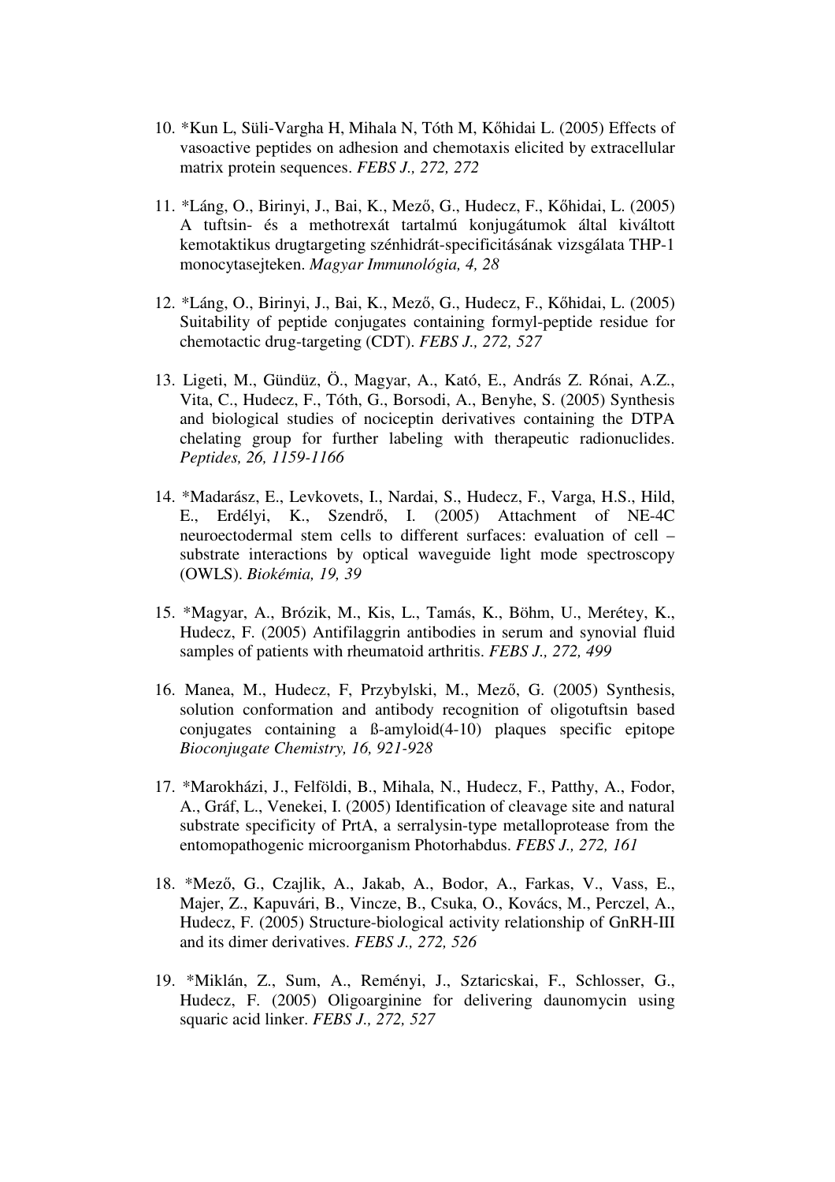10. *Kun L, Süli-Vargha H, Mihala N, Tóth M, Kőhidai L. (2005) Effects of vasoactive peptides on adhesion and chemotaxis elicited by extracellular matrix protein sequences. *FEBS J., 272, 272*

11. *Láng, O., Birinyi, J., Bai, K., Mező, G., Hudecz, F., Kőhidai, L. (2005) A tuftsin- és a methotrexát tartalmú konjugátumok által kiváltott kemotaktikus drugtargeting szénhidrát-specificitásának vizsgálata THP-1 monocytasejteken. *Magyar Immunológia, 4, 28*

12. *Láng, O., Birinyi, J., Bai, K., Mező, G., Hudecz, F., Kőhidai, L. (2005) Suitability of peptide conjugates containing formyl-peptide residue for chemotactic drug-targeting (CDT). *FEBS J., 272, 527*

13. Ligeti, M., Gündüz, Ö., Magyar, A., Kató, E., András Z. Rónai, A.Z., Vita, C., Hudecz, F., Tóth, G., Borsodi, A., Benyhe, S. (2005) Synthesis and biological studies of nociceptin derivatives containing the DTPA chelating group for further labeling with therapeutic radionuclides. *Peptides, 26, 1159-1166*

14. *Madarász, E., Levkovets, I., Nardai, S., Hudecz, F., Varga, H.S., Hild, E., Erdélyi, K., Szendrő, I. (2005) Attachment of NE-4C neuroectodermal stem cells to different surfaces: evaluation of cell – substrate interactions by optical waveguide light mode spectroscopy (OWLS). *Biokémia, 19, 39*

15. *Magyar, A., Brózik, M., Kis, L., Tamás, K., Böhm, U., Merétey, K., Hudecz, F. (2005) Antifilaggrin antibodies in serum and synovial fluid samples of patients with rheumatoid arthritis. *FEBS J., 272, 499*

16. Manea, M., Hudecz, F, Przybylski, M., Mező, G. (2005) Synthesis, solution conformation and antibody recognition of oligotuftsin based conjugates containing a ß-amyloid(4-10) plaques specific epitope *Bioconjugate Chemistry, 16, 921-928*

17. *Marokházi, J., Felföldi, B., Mihala, N., Hudecz, F., Patthy, A., Fodor, A., Gráf, L., Venekei, I. (2005) Identification of cleavage site and natural substrate specificity of PrtA, a serralysin-type metalloprotease from the entomopathogenic microorganism Photorhabdus. *FEBS J., 272, 161*

18. *Mező, G., Czajlik, A., Jakab, A., Bodor, A., Farkas, V., Vass, E., Majer, Z., Kapuvári, B., Vincze, B., Csuka, O., Kovács, M., Perczel, A., Hudecz, F. (2005) Structure-biological activity relationship of GnRH-III and its dimer derivatives. *FEBS J., 272, 526*

19. *Miklán, Z., Sum, A., Reményi, J., Sztaricskai, F., Schlosser, G., Hudecz, F. (2005) Oligoarginine for delivering daunomycin using squaric acid linker. *FEBS J., 272, 527*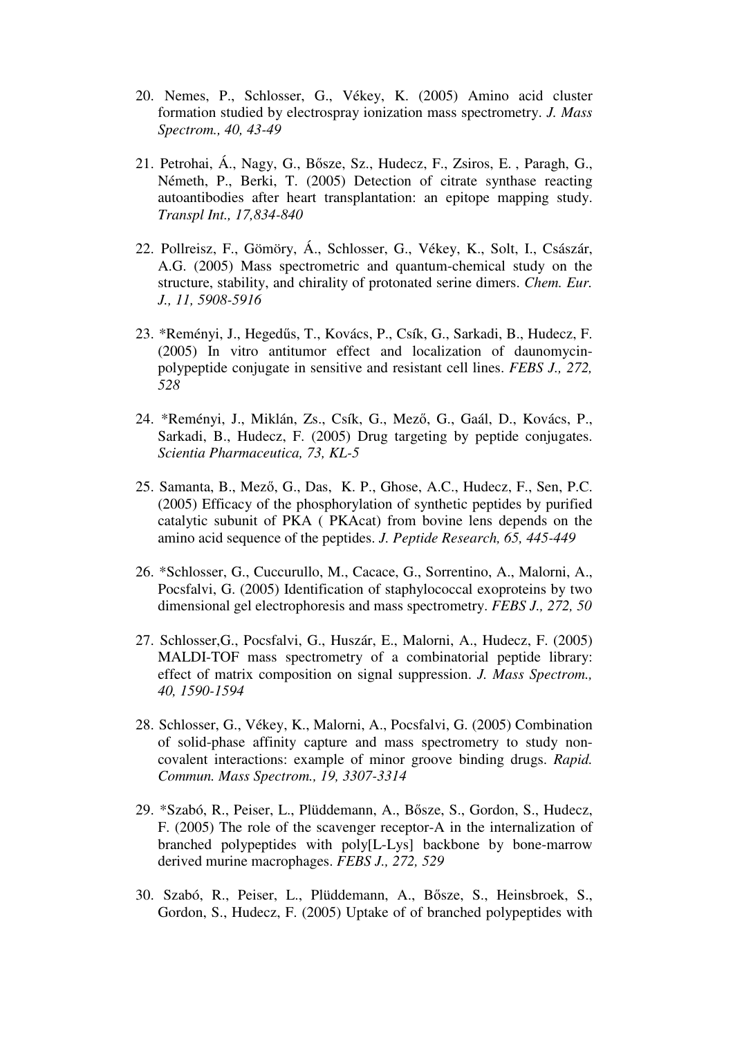20. Nemes, P., Schlosser, G., Vékey, K. (2005) Amino acid cluster formation studied by electrospray ionization mass spectrometry. *J. Mass Spectrom., 40, 43-49*

21. Petrohai, Á., Nagy, G., Bősze, Sz., Hudecz, F., Zsiros, E. , Paragh, G., Németh, P., Berki, T. (2005) Detection of citrate synthase reacting autoantibodies after heart transplantation: an epitope mapping study. *Transpl Int., 17,834-840*

22. Pollreisz, F., Gömöry, Á., Schlosser, G., Vékey, K., Solt, I., Császár, A.G. (2005) Mass spectrometric and quantum-chemical study on the structure, stability, and chirality of protonated serine dimers. *Chem. Eur. J., 11, 5908-5916*

23. *Reményi, J., Hegedűs, T., Kovács, P., Csík, G., Sarkadi, B., Hudecz, F. (2005) In vitro antitumor effect and localization of daunomycin-polypeptide conjugate in sensitive and resistant cell lines. *FEBS J., 272, 528*

24. *Reményi, J., Miklán, Zs., Csík, G., Mező, G., Gaál, D., Kovács, P., Sarkadi, B., Hudecz, F. (2005) Drug targeting by peptide conjugates. *Scientia Pharmaceutica, 73, KL-5*

25. Samanta, B., Mező, G., Das, K. P., Ghose, A.C., Hudecz, F., Sen, P.C. (2005) Efficacy of the phosphorylation of synthetic peptides by purified catalytic subunit of PKA ( PKAcat) from bovine lens depends on the amino acid sequence of the peptides. *J. Peptide Research, 65, 445-449*

26. *Schlosser, G., Cuccurullo, M., Cacace, G., Sorrentino, A., Malorni, A., Pocsfalvi, G. (2005) Identification of staphylococcal exoproteins by two dimensional gel electrophoresis and mass spectrometry. *FEBS J., 272, 50*

27. Schlosser,G., Pocsfalvi, G., Huszár, E., Malorni, A., Hudecz, F. (2005) MALDI-TOF mass spectrometry of a combinatorial peptide library: effect of matrix composition on signal suppression. *J. Mass Spectrom., 40, 1590-1594*

28. Schlosser, G., Vékey, K., Malorni, A., Pocsfalvi, G. (2005) Combination of solid-phase affinity capture and mass spectrometry to study non-covalent interactions: example of minor groove binding drugs. *Rapid. Commun. Mass Spectrom., 19, 3307-3314*

29. *Szabó, R., Peiser, L., Plüddemann, A., Bősze, S., Gordon, S., Hudecz, F. (2005) The role of the scavenger receptor-A in the internalization of branched polypeptides with poly[L-Lys] backbone by bone-marrow derived murine macrophages. *FEBS J., 272, 529*

30. Szabó, R., Peiser, L., Plüddemann, A., Bősze, S., Heinsbroek, S., Gordon, S., Hudecz, F. (2005) Uptake of of branched polypeptides with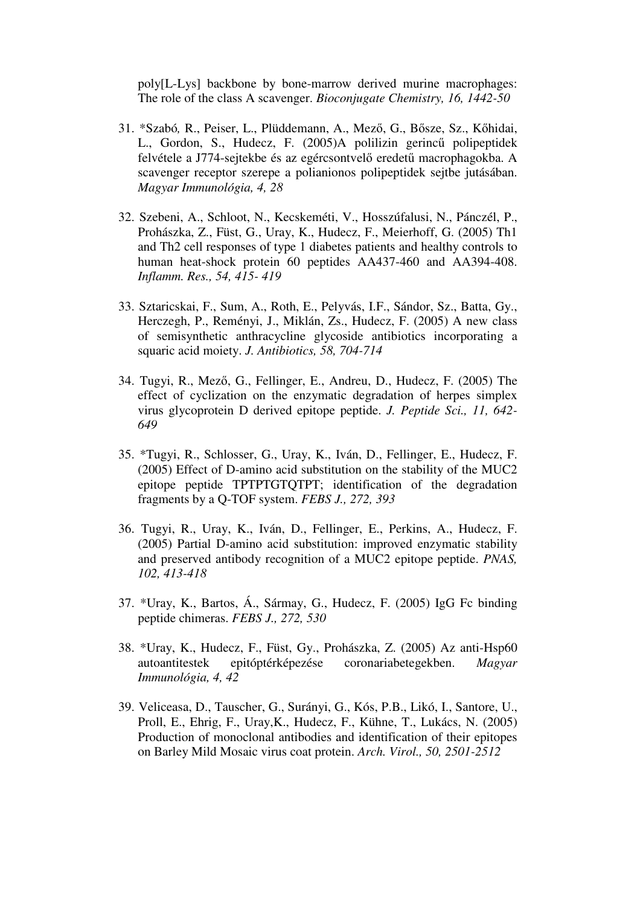poly[L-Lys] backbone by bone-marrow derived murine macrophages: The role of the class A scavenger. *Bioconjugate Chemistry, 16, 1442-50*

31. *Szabó, R., Peiser, L., Plüddemann, A., Mező, G., Bősze, Sz., Kőhidai, L., Gordon, S., Hudecz, F. (2005)A polilizin gerincű polipeptidek felvétele a J774-sejtekbe és az egércsontvelő eredetű macrophagokba. A scavenger receptor szerepe a polianionos polipeptidek sejtbe jutásában. *Magyar Immunológia, 4, 28*

32. Szebeni, A., Schloot, N., Kecskeméti, V., Hosszúfalusi, N., Pánczél, P., Prohászka, Z., Füst, G., Uray, K., Hudecz, F., Meierhoff, G. (2005) Th1 and Th2 cell responses of type 1 diabetes patients and healthy controls to human heat-shock protein 60 peptides AA437-460 and AA394-408. *Inflamm. Res., 54, 415- 419*

33. Sztaricskai, F., Sum, A., Roth, E., Pelyvás, I.F., Sándor, Sz., Batta, Gy., Herczegh, P., Reményi, J., Miklán, Zs., Hudecz, F. (2005) A new class of semisynthetic anthracycline glycoside antibiotics incorporating a squaric acid moiety. *J. Antibiotics, 58, 704-714*

34. Tugyi, R., Mező, G., Fellinger, E., Andreu, D., Hudecz, F. (2005) The effect of cyclization on the enzymatic degradation of herpes simplex virus glycoprotein D derived epitope peptide. *J. Peptide Sci., 11, 642-649*

35. *Tugyi, R., Schlosser, G., Uray, K., Iván, D., Fellinger, E., Hudecz, F. (2005) Effect of D-amino acid substitution on the stability of the MUC2 epitope peptide TPTPTGTQTPT; identification of the degradation fragments by a Q-TOF system. *FEBS J., 272, 393*

36. Tugyi, R., Uray, K., Iván, D., Fellinger, E., Perkins, A., Hudecz, F. (2005) Partial D-amino acid substitution: improved enzymatic stability and preserved antibody recognition of a MUC2 epitope peptide. *PNAS, 102, 413-418*

37. *Uray, K., Bartos, Á., Sármay, G., Hudecz, F. (2005) IgG Fc binding peptide chimeras. *FEBS J., 272, 530*

38. *Uray, K., Hudecz, F., Füst, Gy., Prohászka, Z. (2005) Az anti-Hsp60 autoantitestek epitóptérképezése coronariabetegekben. *Magyar Immunológia, 4, 42*

39. Veliceasa, D., Tauscher, G., Surányi, G., Kós, P.B., Likó, I., Santore, U., Proll, E., Ehrig, F., Uray,K., Hudecz, F., Kühne, T., Lukács, N. (2005) Production of monoclonal antibodies and identification of their epitopes on Barley Mild Mosaic virus coat protein. *Arch. Virol., 50, 2501-2512*